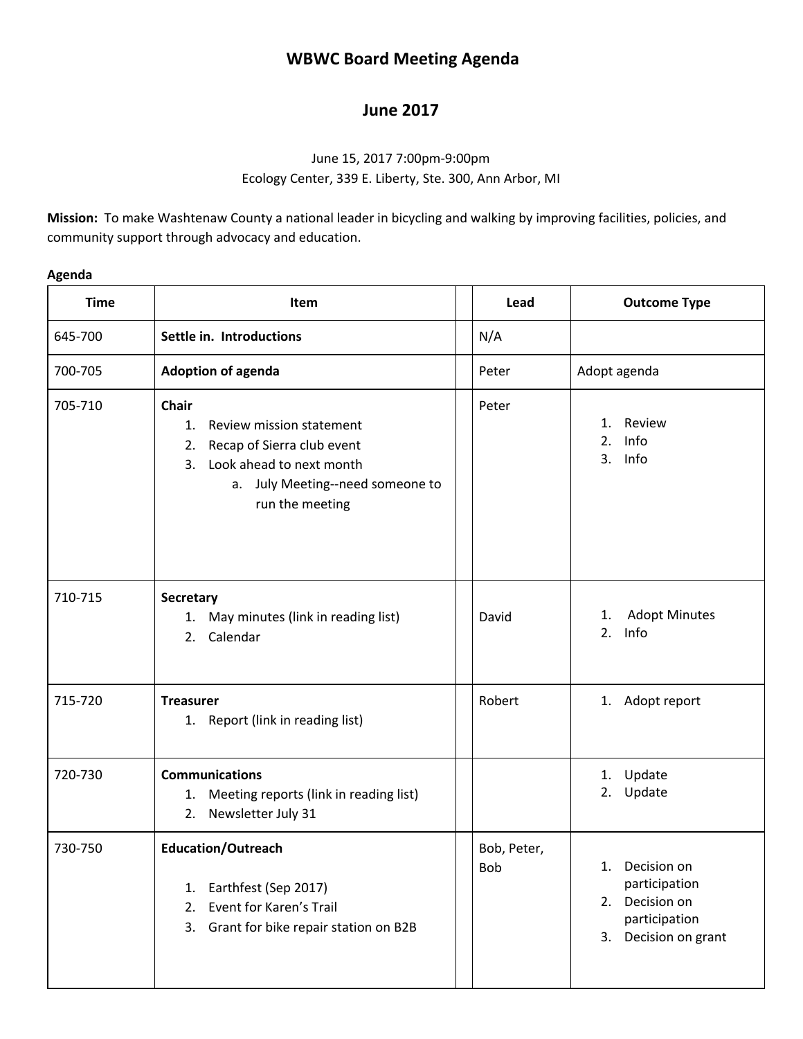# WBWC Board Meeting Agenda

## June 2017

June 15, 2017 7:00pm-9:00pm
Ecology Center, 339 E. Liberty, Ste. 300, Ann Arbor, MI

**Mission:** To make Washtenaw County a national leader in bicycling and walking by improving facilities, policies, and community support through advocacy and education.

**Agenda**

| Time | Item | | Lead | Outcome Type |
|---|---|---|---|---|
| 645-700 | **Settle in. Introductions** | | N/A | |
| 700-705 | **Adoption of agenda** | | Peter | Adopt agenda |
| 705-710 | **Chair**<br>1. Review mission statement<br>2. Recap of Sierra club event<br>3. Look ahead to next month<br>a. July Meeting--need someone to run the meeting | | Peter | 1. Review<br>2. Info<br>3. Info |
| 710-715 | **Secretary**<br>1. May minutes (link in reading list)<br>2. Calendar | | David | 1. Adopt Minutes<br>2. Info |
| 715-720 | **Treasurer**<br>1. Report (link in reading list) | | Robert | 1. Adopt report |
| 720-730 | **Communications**<br>1. Meeting reports (link in reading list)<br>2. Newsletter July 31 | | | 1. Update<br>2. Update |
| 730-750 | **Education/Outreach**<br>1. Earthfest (Sep 2017)<br>2. Event for Karen's Trail<br>3. Grant for bike repair station on B2B | | Bob, Peter, Bob | 1. Decision on participation<br>2. Decision on participation<br>3. Decision on grant |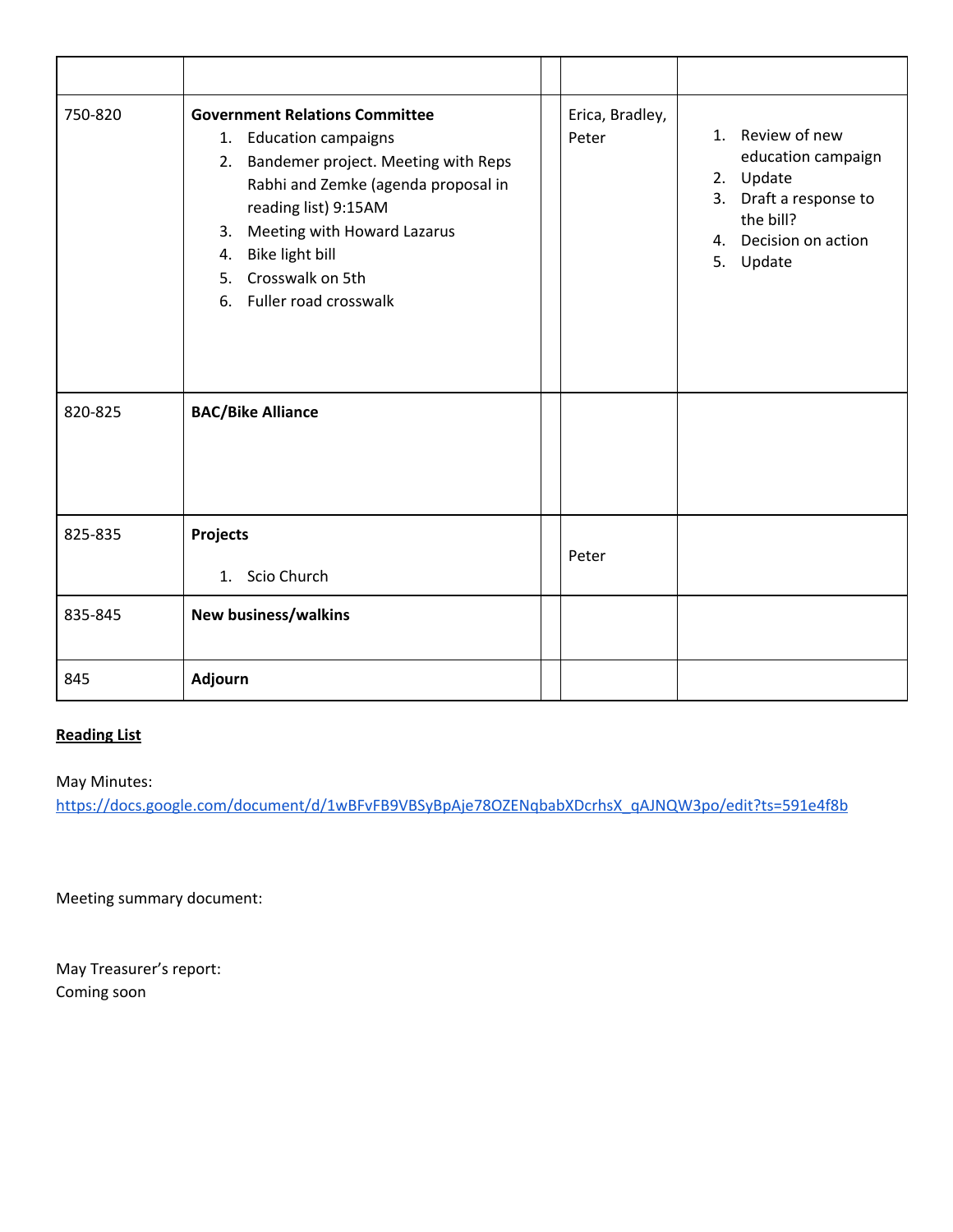| | | | | |
|---|---|---|---|---|
| | | | | |
| 750-820 | **Government Relations Committee**<br>1. Education campaigns<br>2. Bandemer project. Meeting with Reps Rabhi and Zemke (agenda proposal in reading list) 9:15AM<br>3. Meeting with Howard Lazarus<br>4. Bike light bill<br>5. Crosswalk on 5th<br>6. Fuller road crosswalk | | Erica, Bradley, Peter | 1. Review of new education campaign<br>2. Update<br>3. Draft a response to the bill?<br>4. Decision on action<br>5. Update |
| 820-825 | **BAC/Bike Alliance** | | | |
| 825-835 | **Projects**<br>1. Scio Church | | Peter | |
| 835-845 | **New business/walkins** | | | |
| 845 | **Adjourn** | | | |

**Reading List**

May Minutes:
https://docs.google.com/document/d/1wBFvFB9VBSyBpAje78OZENqbabXDcrhsX_qAJNQW3po/edit?ts=591e4f8b

Meeting summary document:

May Treasurer's report:
Coming soon